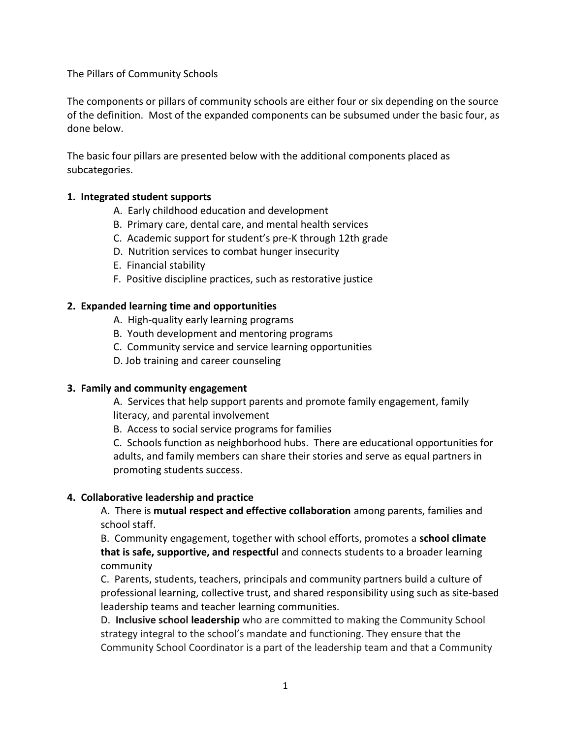The Pillars of Community Schools

The components or pillars of community schools are either four or six depending on the source of the definition. Most of the expanded components can be subsumed under the basic four, as done below.

The basic four pillars are presented below with the additional components placed as subcategories.

**1. Integrated student supports**

A. Early childhood education and development
B. Primary care, dental care, and mental health services
C. Academic support for student's pre-K through 12th grade
D. Nutrition services to combat hunger insecurity
E. Financial stability
F. Positive discipline practices, such as restorative justice

**2. Expanded learning time and opportunities**

A. High-quality early learning programs
B. Youth development and mentoring programs
C. Community service and service learning opportunities
D. Job training and career counseling

**3. Family and community engagement**

A. Services that help support parents and promote family engagement, family literacy, and parental involvement

B. Access to social service programs for families

C. Schools function as neighborhood hubs. There are educational opportunities for adults, and family members can share their stories and serve as equal partners in promoting students success.

**4. Collaborative leadership and practice**

A. There is **mutual respect and effective collaboration** among parents, families and school staff.

B. Community engagement, together with school efforts, promotes a **school climate that is safe, supportive, and respectful** and connects students to a broader learning community

C. Parents, students, teachers, principals and community partners build a culture of professional learning, collective trust, and shared responsibility using such as site-based leadership teams and teacher learning communities.

D. **Inclusive school leadership** who are committed to making the Community School strategy integral to the school's mandate and functioning. They ensure that the Community School Coordinator is a part of the leadership team and that a Community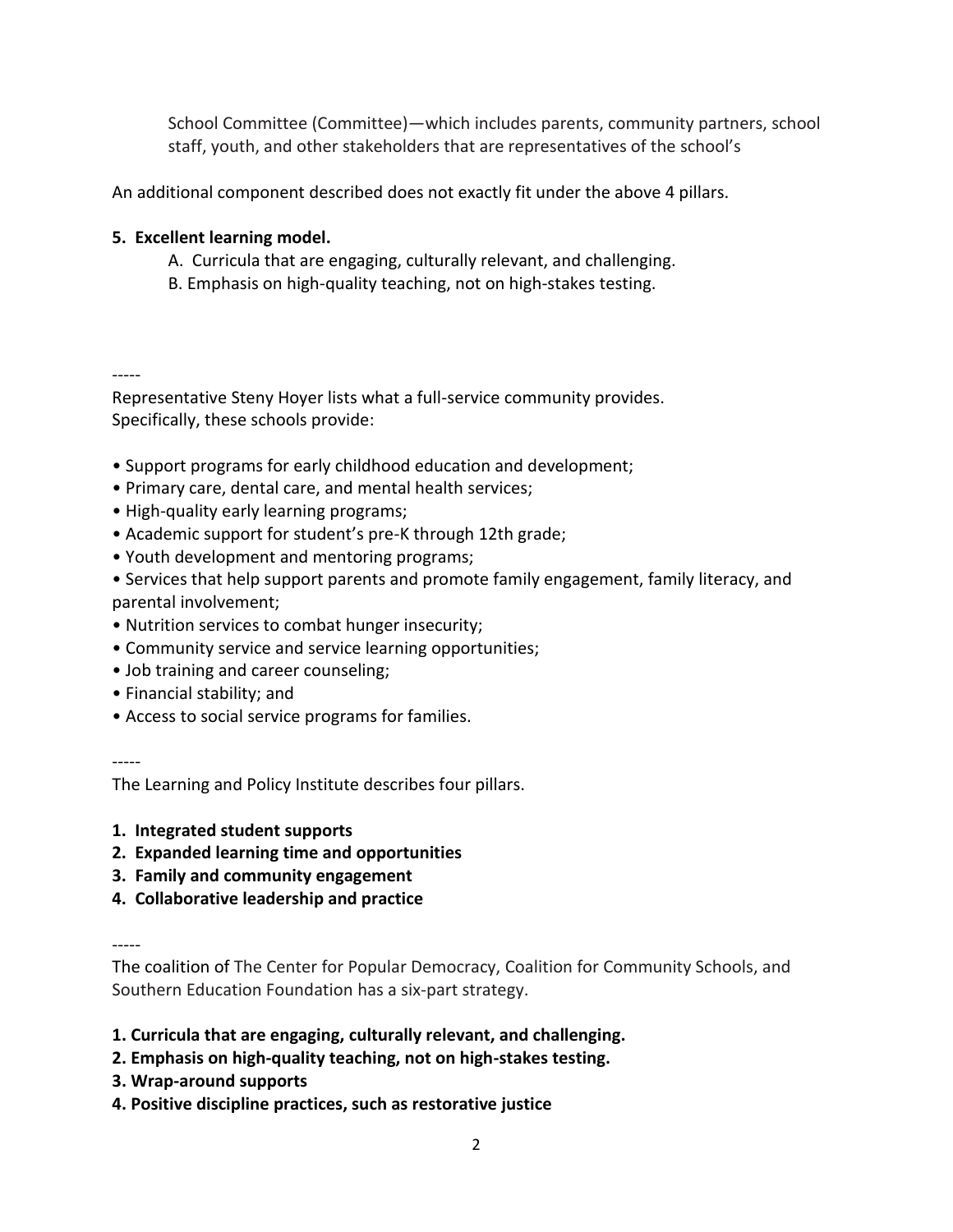School Committee (Committee)—which includes parents, community partners, school staff, youth, and other stakeholders that are representatives of the school's

An additional component described does not exactly fit under the above 4 pillars.

**5. Excellent learning model.**

A. Curricula that are engaging, culturally relevant, and challenging.

B. Emphasis on high-quality teaching, not on high-stakes testing.

-----

Representative Steny Hoyer lists what a full-service community provides. Specifically, these schools provide:

- Support programs for early childhood education and development;
- Primary care, dental care, and mental health services;
- High-quality early learning programs;
- Academic support for student's pre-K through 12th grade;
- Youth development and mentoring programs;
- Services that help support parents and promote family engagement, family literacy, and parental involvement;
- Nutrition services to combat hunger insecurity;
- Community service and service learning opportunities;
- Job training and career counseling;
- Financial stability; and
- Access to social service programs for families.

-----

The Learning and Policy Institute describes four pillars.

1. **Integrated student supports**
2. **Expanded learning time and opportunities**
3. **Family and community engagement**
4. **Collaborative leadership and practice**

-----

The coalition of The Center for Popular Democracy, Coalition for Community Schools, and Southern Education Foundation has a six-part strategy.

1. **Curricula that are engaging, culturally relevant, and challenging.**
2. **Emphasis on high-quality teaching, not on high-stakes testing.**
3. **Wrap-around supports**
4. **Positive discipline practices, such as restorative justice**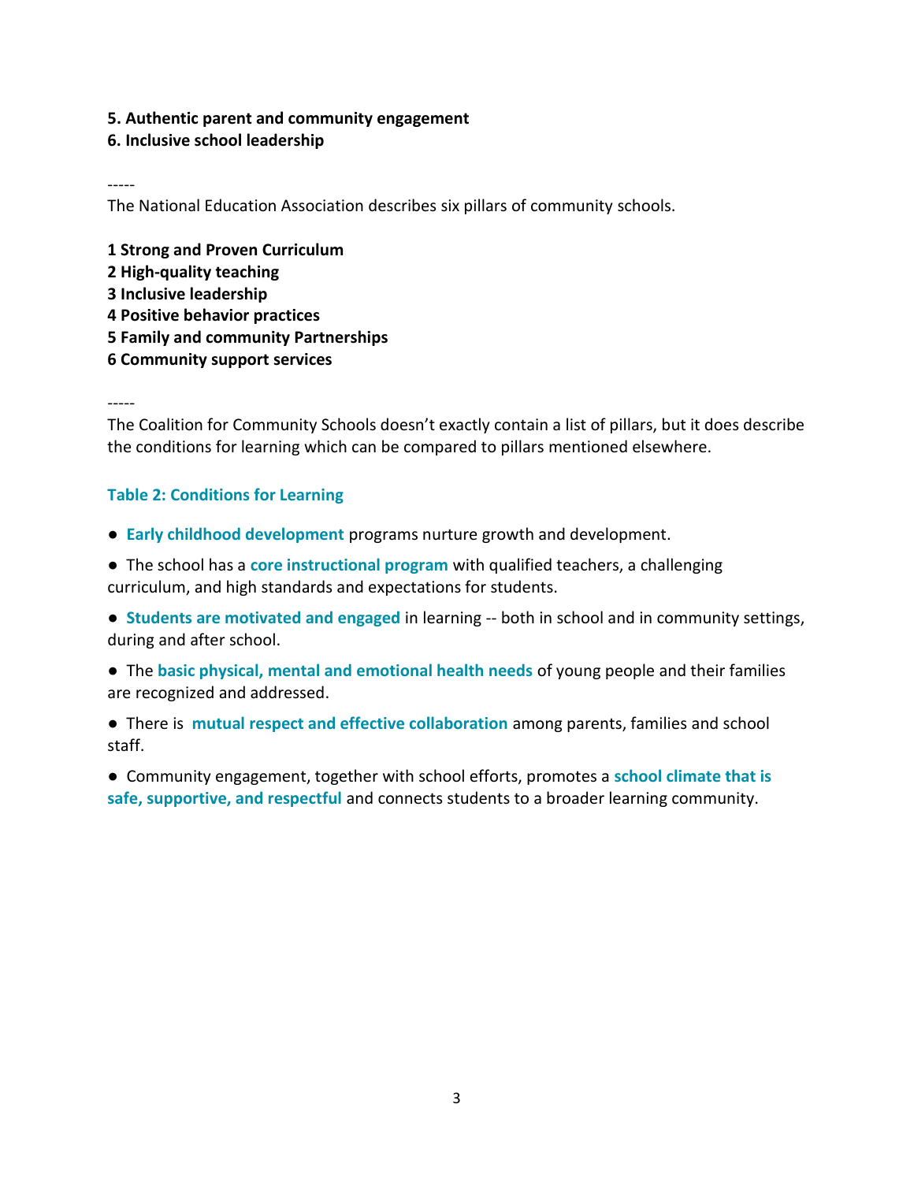**5. Authentic parent and community engagement**
**6. Inclusive school leadership**

-----

The National Education Association describes six pillars of community schools.

**1 Strong and Proven Curriculum**
**2 High-quality teaching**
**3 Inclusive leadership**
**4 Positive behavior practices**
**5 Family and community Partnerships**
**6 Community support services**

-----

The Coalition for Community Schools doesn't exactly contain a list of pillars, but it does describe the conditions for learning which can be compared to pillars mentioned elsewhere.

**Table 2: Conditions for Learning**

● **Early childhood development** programs nurture growth and development.

● The school has a **core instructional program** with qualified teachers, a challenging curriculum, and high standards and expectations for students.

● **Students are motivated and engaged** in learning -- both in school and in community settings, during and after school.

● The **basic physical, mental and emotional health needs** of young people and their families are recognized and addressed.

● There is **mutual respect and effective collaboration** among parents, families and school staff.

● Community engagement, together with school efforts, promotes a **school climate that is safe, supportive, and respectful** and connects students to a broader learning community.